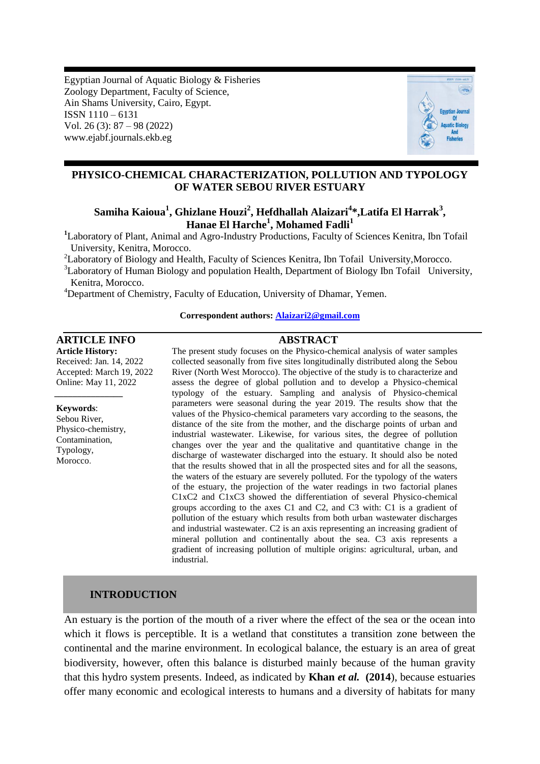Egyptian Journal of Aquatic Biology & Fisheries
Zoology Department, Faculty of Science,
Ain Shams University, Cairo, Egypt.
ISSN 1110 – 6131
Vol. 26 (3): 87 – 98 (2022)
www.ejabf.journals.ekb.eg

# PHYSICO-CHEMICAL CHARACTERIZATION, POLLUTION AND TYPOLOGY OF WATER SEBOU RIVER ESTUARY

**Samiha Kaioua[1], Ghizlane Houzi[2], Hefdhallah Alaizari[4]*, Latifa El Harrak[3], Hanae El Harche[1], Mohamed Fadli[1]**

[1]Laboratory of Plant, Animal and Agro-Industry Productions, Faculty of Sciences Kenitra, Ibn Tofail University, Kenitra, Morocco.
[2]Laboratory of Biology and Health, Faculty of Sciences Kenitra, Ibn Tofail University, Morocco.
[3]Laboratory of Human Biology and population Health, Department of Biology Ibn Tofail University, Kenitra, Morocco.
[4]Department of Chemistry, Faculty of Education, University of Dhamar, Yemen.

**Correspondent authors: Alaizari2@gmail.com**

## ARTICLE INFO

**Article History:**
Received: Jan. 14, 2022
Accepted: March 19, 2022
Online: May 11, 2022

**Keywords**:
Sebou River,
Physico-chemistry,
Contamination,
Typology,
Morocco.

## ABSTRACT

The present study focuses on the Physico-chemical analysis of water samples collected seasonally from five sites longitudinally distributed along the Sebou River (North West Morocco). The objective of the study is to characterize and assess the degree of global pollution and to develop a Physico-chemical typology of the estuary. Sampling and analysis of Physico-chemical parameters were seasonal during the year 2019. The results show that the values of the Physico-chemical parameters vary according to the seasons, the distance of the site from the mother, and the discharge points of urban and industrial wastewater. Likewise, for various sites, the degree of pollution changes over the year and the qualitative and quantitative change in the discharge of wastewater discharged into the estuary. It should also be noted that the results showed that in all the prospected sites and for all the seasons, the waters of the estuary are severely polluted. For the typology of the waters of the estuary, the projection of the water readings in two factorial planes C1xC2 and C1xC3 showed the differentiation of several Physico-chemical groups according to the axes C1 and C2, and C3 with: C1 is a gradient of pollution of the estuary which results from both urban wastewater discharges and industrial wastewater. C2 is an axis representing an increasing gradient of mineral pollution and continentally about the sea. C3 axis represents a gradient of increasing pollution of multiple origins: agricultural, urban, and industrial.

## INTRODUCTION

An estuary is the portion of the mouth of a river where the effect of the sea or the ocean into which it flows is perceptible. It is a wetland that constitutes a transition zone between the continental and the marine environment. In ecological balance, the estuary is an area of great biodiversity, however, often this balance is disturbed mainly because of the human gravity that this hydro system presents. Indeed, as indicated by **Khan *et al.* (2014)**, because estuaries offer many economic and ecological interests to humans and a diversity of habitats for many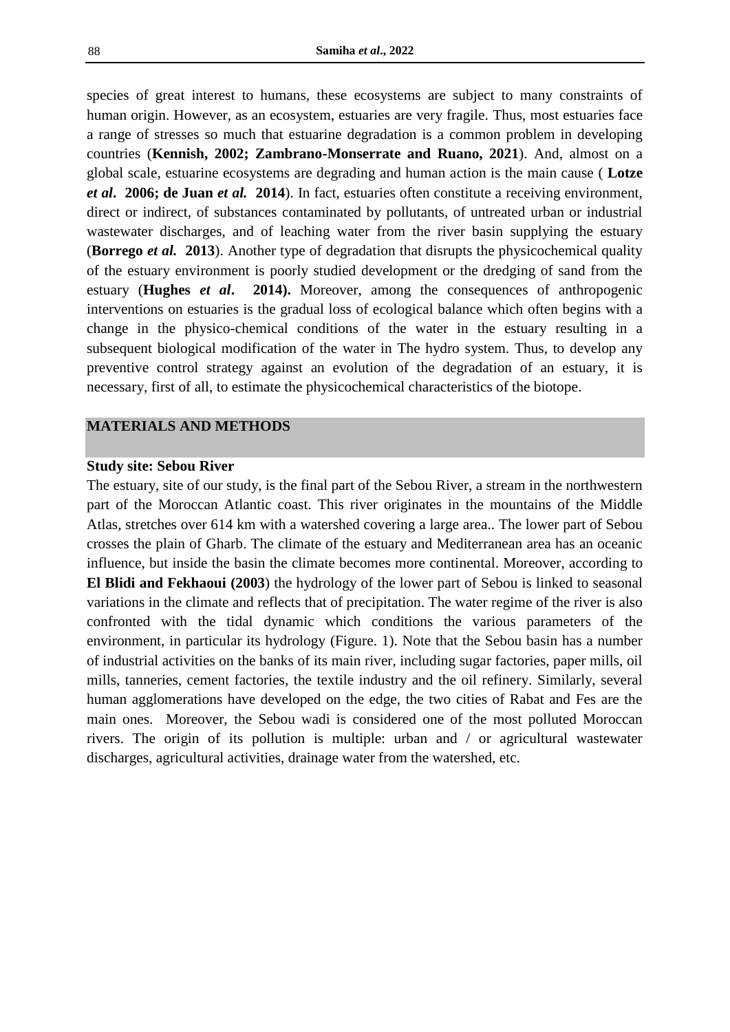species of great interest to humans, these ecosystems are subject to many constraints of human origin. However, as an ecosystem, estuaries are very fragile. Thus, most estuaries face a range of stresses so much that estuarine degradation is a common problem in developing countries (**Kennish, 2002; Zambrano-Monserrate and Ruano, 2021**). And, almost on a global scale, estuarine ecosystems are degrading and human action is the main cause ( **Lotze *et al*. 2006; de Juan *et al.* 2014**). In fact, estuaries often constitute a receiving environment, direct or indirect, of substances contaminated by pollutants, of untreated urban or industrial wastewater discharges, and of leaching water from the river basin supplying the estuary (**Borrego *et al.* 2013**). Another type of degradation that disrupts the physicochemical quality of the estuary environment is poorly studied development or the dredging of sand from the estuary (**Hughes *et al*. 2014).** Moreover, among the consequences of anthropogenic interventions on estuaries is the gradual loss of ecological balance which often begins with a change in the physico-chemical conditions of the water in the estuary resulting in a subsequent biological modification of the water in The hydro system. Thus, to develop any preventive control strategy against an evolution of the degradation of an estuary, it is necessary, first of all, to estimate the physicochemical characteristics of the biotope.

## MATERIALS AND METHODS

### Study site: Sebou River

The estuary, site of our study, is the final part of the Sebou River, a stream in the northwestern part of the Moroccan Atlantic coast. This river originates in the mountains of the Middle Atlas, stretches over 614 km with a watershed covering a large area.. The lower part of Sebou crosses the plain of Gharb. The climate of the estuary and Mediterranean area has an oceanic influence, but inside the basin the climate becomes more continental. Moreover, according to **El Blidi and Fekhaoui (2003**) the hydrology of the lower part of Sebou is linked to seasonal variations in the climate and reflects that of precipitation. The water regime of the river is also confronted with the tidal dynamic which conditions the various parameters of the environment, in particular its hydrology (Figure. 1). Note that the Sebou basin has a number of industrial activities on the banks of its main river, including sugar factories, paper mills, oil mills, tanneries, cement factories, the textile industry and the oil refinery. Similarly, several human agglomerations have developed on the edge, the two cities of Rabat and Fes are the main ones. Moreover, the Sebou wadi is considered one of the most polluted Moroccan rivers. The origin of its pollution is multiple: urban and / or agricultural wastewater discharges, agricultural activities, drainage water from the watershed, etc.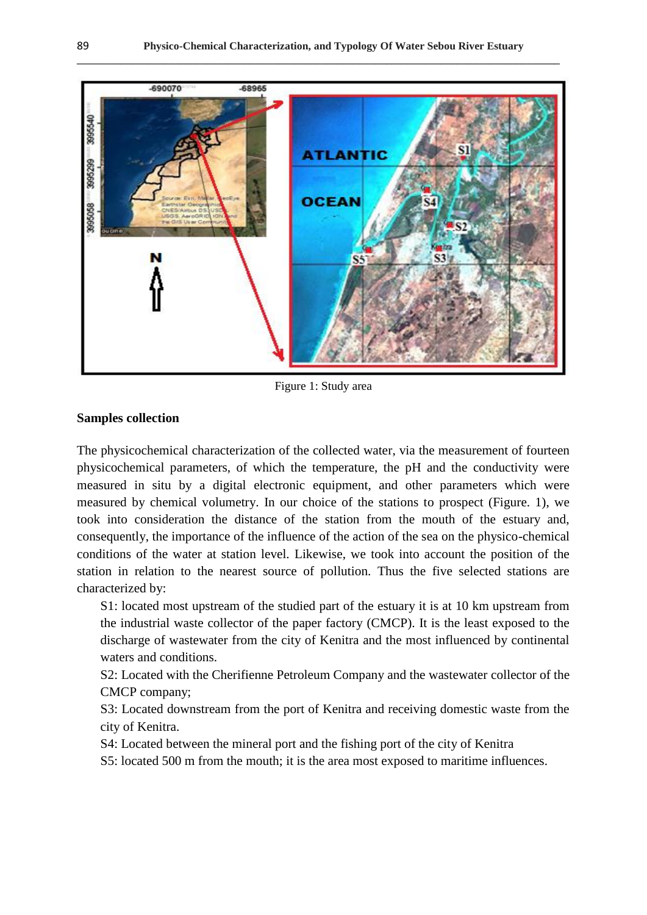Figure 1: Study area

### Samples collection

The physicochemical characterization of the collected water, via the measurement of fourteen physicochemical parameters, of which the temperature, the pH and the conductivity were measured in situ by a digital electronic equipment, and other parameters which were measured by chemical volumetry. In our choice of the stations to prospect (Figure. 1), we took into consideration the distance of the station from the mouth of the estuary and, consequently, the importance of the influence of the action of the sea on the physico-chemical conditions of the water at station level. Likewise, we took into account the position of the station in relation to the nearest source of pollution. Thus the five selected stations are characterized by:

S1: located most upstream of the studied part of the estuary it is at 10 km upstream from the industrial waste collector of the paper factory (CMCP). It is the least exposed to the discharge of wastewater from the city of Kenitra and the most influenced by continental waters and conditions.

S2: Located with the Cherifienne Petroleum Company and the wastewater collector of the CMCP company;

S3: Located downstream from the port of Kenitra and receiving domestic waste from the city of Kenitra.

S4: Located between the mineral port and the fishing port of the city of Kenitra

S5: located 500 m from the mouth; it is the area most exposed to maritime influences.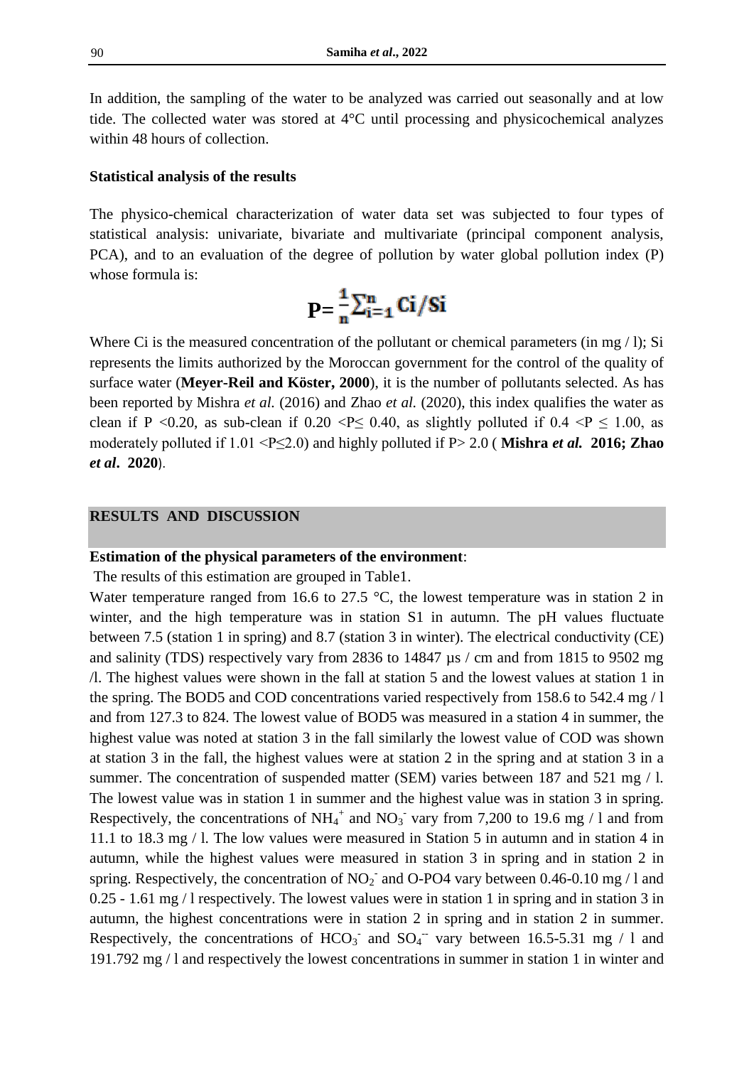In addition, the sampling of the water to be analyzed was carried out seasonally and at low tide. The collected water was stored at 4°C until processing and physicochemical analyzes within 48 hours of collection.

### Statistical analysis of the results

The physico-chemical characterization of water data set was subjected to four types of statistical analysis: univariate, bivariate and multivariate (principal component analysis, PCA), and to an evaluation of the degree of pollution by water global pollution index (P) whose formula is:

$$P = \frac{1}{n}\sum_{i=1}^{n} Ci/Si$$

Where Ci is the measured concentration of the pollutant or chemical parameters (in mg / l); Si represents the limits authorized by the Moroccan government for the control of the quality of surface water (**Meyer-Reil and Köster, 2000**), it is the number of pollutants selected. As has been reported by Mishra *et al.* (2016) and Zhao *et al.* (2020), this index qualifies the water as clean if P <0.20, as sub-clean if 0.20 <P≤ 0.40, as slightly polluted if 0.4 <P ≤ 1.00, as moderately polluted if 1.01 <P≤2.0) and highly polluted if P> 2.0 ( **Mishra *et al.* 2016; Zhao *et al*. 2020**).

## RESULTS AND DISCUSSION

### Estimation of the physical parameters of the environment:

The results of this estimation are grouped in Table1.

Water temperature ranged from 16.6 to 27.5 °C, the lowest temperature was in station 2 in winter, and the high temperature was in station S1 in autumn. The pH values fluctuate between 7.5 (station 1 in spring) and 8.7 (station 3 in winter). The electrical conductivity (CE) and salinity (TDS) respectively vary from 2836 to 14847 µs / cm and from 1815 to 9502 mg /l. The highest values were shown in the fall at station 5 and the lowest values at station 1 in the spring. The BOD5 and COD concentrations varied respectively from 158.6 to 542.4 mg / l and from 127.3 to 824. The lowest value of BOD5 was measured in a station 4 in summer, the highest value was noted at station 3 in the fall similarly the lowest value of COD was shown at station 3 in the fall, the highest values were at station 2 in the spring and at station 3 in a summer. The concentration of suspended matter (SEM) varies between 187 and 521 mg / l. The lowest value was in station 1 in summer and the highest value was in station 3 in spring. Respectively, the concentrations of $NH_4^+$ and $NO_3^-$ vary from 7,200 to 19.6 mg / l and from 11.1 to 18.3 mg / l. The low values were measured in Station 5 in autumn and in station 4 in autumn, while the highest values were measured in station 3 in spring and in station 2 in spring. Respectively, the concentration of $NO_2^-$ and O-PO4 vary between 0.46-0.10 mg / l and 0.25 - 1.61 mg / l respectively. The lowest values were in station 1 in spring and in station 3 in autumn, the highest concentrations were in station 2 in spring and in station 2 in summer. Respectively, the concentrations of $HCO_3^-$ and $SO_4^{--}$ vary between 16.5-5.31 mg / l and 191.792 mg / l and respectively the lowest concentrations in summer in station 1 in winter and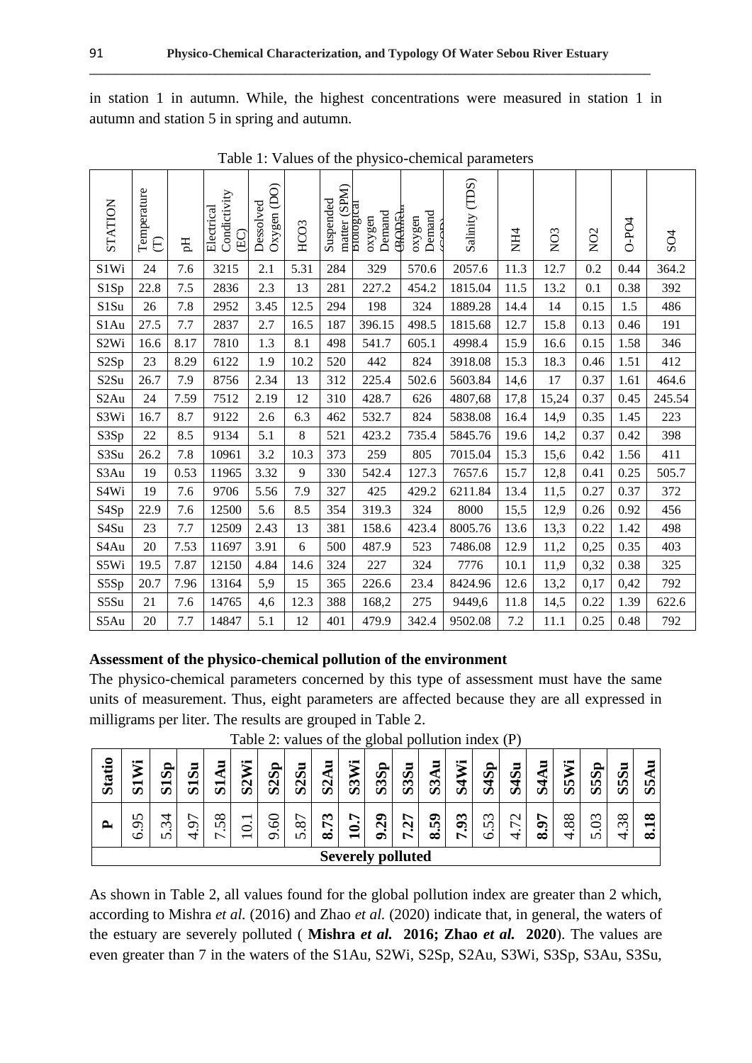in station 1 in autumn. While, the highest concentrations were measured in station 1 in autumn and station 5 in spring and autumn.

Table 1: Values of the physico-chemical parameters

| STATION | Temperature (T) | pH | Electrical Condictivity (EC) | Dessolved Oxygen (DO) | HCO3 | Suspended matter (SPM) | Biological oxygen Demand (BOD5) | Chemical oxygen Demand (COD) | Salinity (TDS) | NH4 | NO3 | NO2 | O-PO4 | SO4 |
|---|---|---|---|---|---|---|---|---|---|---|---|---|---|---|
| S1Wi | 24 | 7.6 | 3215 | 2.1 | 5.31 | 284 | 329 | 570.6 | 2057.6 | 11.3 | 12.7 | 0.2 | 0.44 | 364.2 |
| S1Sp | 22.8 | 7.5 | 2836 | 2.3 | 13 | 281 | 227.2 | 454.2 | 1815.04 | 11.5 | 13.2 | 0.1 | 0.38 | 392 |
| S1Su | 26 | 7.8 | 2952 | 3.45 | 12.5 | 294 | 198 | 324 | 1889.28 | 14.4 | 14 | 0.15 | 1.5 | 486 |
| S1Au | 27.5 | 7.7 | 2837 | 2.7 | 16.5 | 187 | 396.15 | 498.5 | 1815.68 | 12.7 | 15.8 | 0.13 | 0.46 | 191 |
| S2Wi | 16.6 | 8.17 | 7810 | 1.3 | 8.1 | 498 | 541.7 | 605.1 | 4998.4 | 15.9 | 16.6 | 0.15 | 1.58 | 346 |
| S2Sp | 23 | 8.29 | 6122 | 1.9 | 10.2 | 520 | 442 | 824 | 3918.08 | 15.3 | 18.3 | 0.46 | 1.51 | 412 |
| S2Su | 26.7 | 7.9 | 8756 | 2.34 | 13 | 312 | 225.4 | 502.6 | 5603.84 | 14,6 | 17 | 0.37 | 1.61 | 464.6 |
| S2Au | 24 | 7.59 | 7512 | 2.19 | 12 | 310 | 428.7 | 626 | 4807,68 | 17,8 | 15,24 | 0.37 | 0.45 | 245.54 |
| S3Wi | 16.7 | 8.7 | 9122 | 2.6 | 6.3 | 462 | 532.7 | 824 | 5838.08 | 16.4 | 14,9 | 0.35 | 1.45 | 223 |
| S3Sp | 22 | 8.5 | 9134 | 5.1 | 8 | 521 | 423.2 | 735.4 | 5845.76 | 19.6 | 14,2 | 0.37 | 0.42 | 398 |
| S3Su | 26.2 | 7.8 | 10961 | 3.2 | 10.3 | 373 | 259 | 805 | 7015.04 | 15.3 | 15,6 | 0.42 | 1.56 | 411 |
| S3Au | 19 | 0.53 | 11965 | 3.32 | 9 | 330 | 542.4 | 127.3 | 7657.6 | 15.7 | 12,8 | 0.41 | 0.25 | 505.7 |
| S4Wi | 19 | 7.6 | 9706 | 5.56 | 7.9 | 327 | 425 | 429.2 | 6211.84 | 13.4 | 11,5 | 0.27 | 0.37 | 372 |
| S4Sp | 22.9 | 7.6 | 12500 | 5.6 | 8.5 | 354 | 319.3 | 324 | 8000 | 15,5 | 12,9 | 0.26 | 0.92 | 456 |
| S4Su | 23 | 7.7 | 12509 | 2.43 | 13 | 381 | 158.6 | 423.4 | 8005.76 | 13.6 | 13,3 | 0.22 | 1.42 | 498 |
| S4Au | 20 | 7.53 | 11697 | 3.91 | 6 | 500 | 487.9 | 523 | 7486.08 | 12.9 | 11,2 | 0,25 | 0.35 | 403 |
| S5Wi | 19.5 | 7.87 | 12150 | 4.84 | 14.6 | 324 | 227 | 324 | 7776 | 10.1 | 11,9 | 0,32 | 0.38 | 325 |
| S5Sp | 20.7 | 7.96 | 13164 | 5,9 | 15 | 365 | 226.6 | 23.4 | 8424.96 | 12.6 | 13,2 | 0,17 | 0,42 | 792 |
| S5Su | 21 | 7.6 | 14765 | 4,6 | 12.3 | 388 | 168,2 | 275 | 9449,6 | 11.8 | 14,5 | 0.22 | 1.39 | 622.6 |
| S5Au | 20 | 7.7 | 14847 | 5.1 | 12 | 401 | 479.9 | 342.4 | 9502.08 | 7.2 | 11.1 | 0.25 | 0.48 | 792 |

**Assessment of the physico-chemical pollution of the environment**

The physico-chemical parameters concerned by this type of assessment must have the same units of measurement. Thus, eight parameters are affected because they are all expressed in milligrams per liter. The results are grouped in Table 2.

Table 2: values of the global pollution index (P)

| Station | S1Wi | S1Sp | S1Su | S1Au | S2Wi | S2Sp | S2Su | S2Au | S3Wi | S3Sp | S3Su | S3Au | S4Wi | S4Sp | S4Su | S4Au | S5Wi | S5Sp | S5Su | S5Au |
|---|---|---|---|---|---|---|---|---|---|---|---|---|---|---|---|---|---|---|---|---|
| P | 6.95 | 5.34 | 4.97 | 7.58 | 10.1 | 9.60 | 5.87 | **8.73** | **10.7** | **9.29** | **7.27** | **8.59** | **7.93** | 6.53 | 4.72 | **8.97** | 4.88 | 5.03 | 4.38 | **8.18** |
| **Severely polluted** | | | | | | | | | | | | | | | | | | | | |

As shown in Table 2, all values found for the global pollution index are greater than 2 which, according to Mishra *et al.* (2016) and Zhao *et al.* (2020) indicate that, in general, the waters of the estuary are severely polluted ( **Mishra *et al.* 2016; Zhao *et al.* 2020**). The values are even greater than 7 in the waters of the S1Au, S2Wi, S2Sp, S2Au, S3Wi, S3Sp, S3Au, S3Su,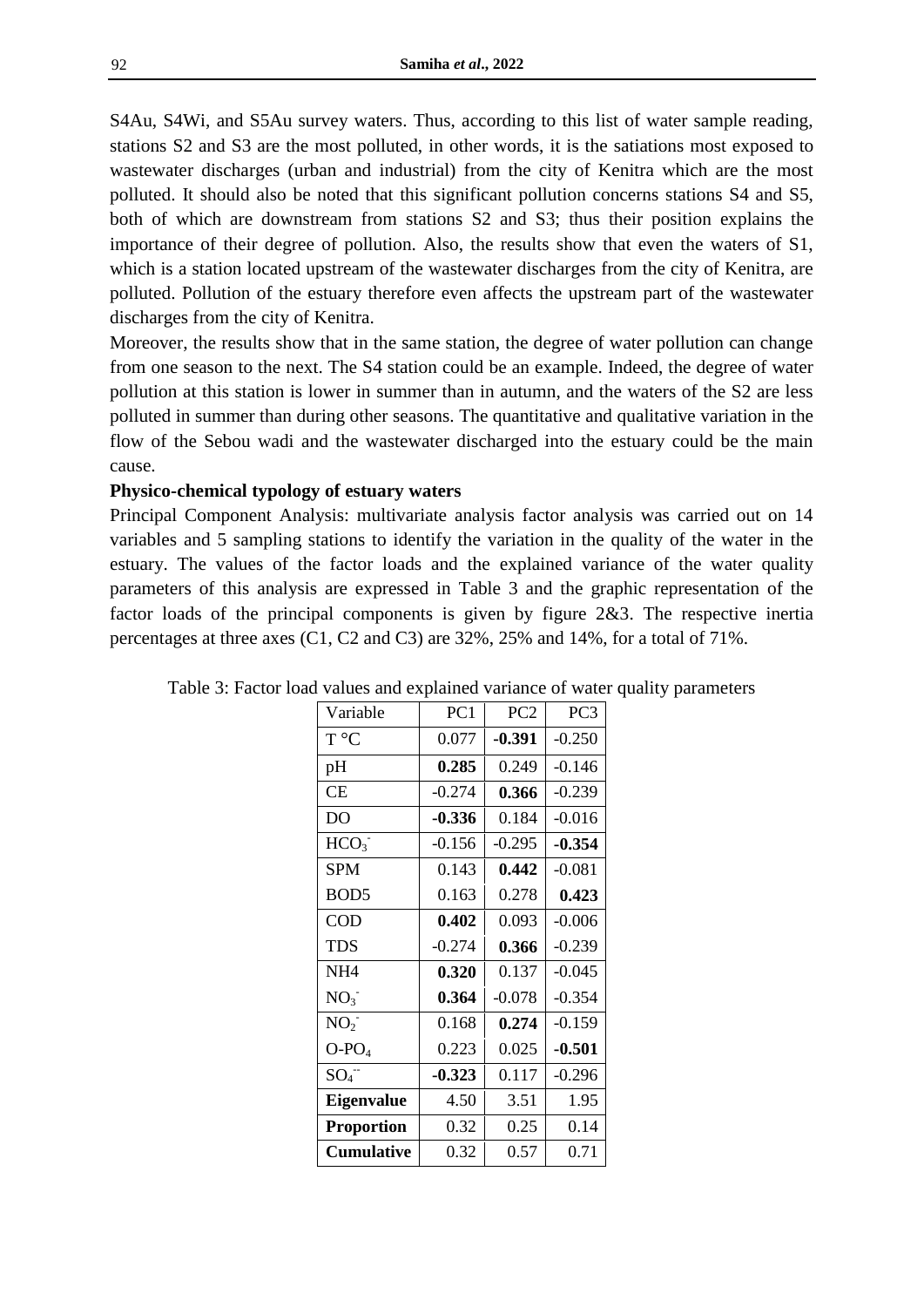S4Au, S4Wi, and S5Au survey waters. Thus, according to this list of water sample reading, stations S2 and S3 are the most polluted, in other words, it is the satiations most exposed to wastewater discharges (urban and industrial) from the city of Kenitra which are the most polluted. It should also be noted that this significant pollution concerns stations S4 and S5, both of which are downstream from stations S2 and S3; thus their position explains the importance of their degree of pollution. Also, the results show that even the waters of S1, which is a station located upstream of the wastewater discharges from the city of Kenitra, are polluted. Pollution of the estuary therefore even affects the upstream part of the wastewater discharges from the city of Kenitra.

Moreover, the results show that in the same station, the degree of water pollution can change from one season to the next. The S4 station could be an example. Indeed, the degree of water pollution at this station is lower in summer than in autumn, and the waters of the S2 are less polluted in summer than during other seasons. The quantitative and qualitative variation in the flow of the Sebou wadi and the wastewater discharged into the estuary could be the main cause.

**Physico-chemical typology of estuary waters**

Principal Component Analysis: multivariate analysis factor analysis was carried out on 14 variables and 5 sampling stations to identify the variation in the quality of the water in the estuary. The values of the factor loads and the explained variance of the water quality parameters of this analysis are expressed in Table 3 and the graphic representation of the factor loads of the principal components is given by figure 2&3. The respective inertia percentages at three axes (C1, C2 and C3) are 32%, 25% and 14%, for a total of 71%.

Table 3: Factor load values and explained variance of water quality parameters

| Variable | PC1 | PC2 | PC3 |
|---|---|---|---|
| T °C | 0.077 | **-0.391** | -0.250 |
| pH | **0.285** | 0.249 | -0.146 |
| CE | -0.274 | **0.366** | -0.239 |
| DO | **-0.336** | 0.184 | -0.016 |
| $HCO_3^-$ | -0.156 | -0.295 | **-0.354** |
| SPM | 0.143 | **0.442** | -0.081 |
| BOD5 | 0.163 | 0.278 | **0.423** |
| COD | **0.402** | 0.093 | -0.006 |
| TDS | -0.274 | **0.366** | -0.239 |
| NH4 | **0.320** | 0.137 | -0.045 |
| $NO_3^-$ | **0.364** | -0.078 | -0.354 |
| $NO_2^-$ | 0.168 | **0.274** | -0.159 |
| $O\text{-}PO_4$ | 0.223 | 0.025 | **-0.501** |
| $SO_4^{--}$ | **-0.323** | 0.117 | -0.296 |
| **Eigenvalue** | 4.50 | 3.51 | 1.95 |
| **Proportion** | 0.32 | 0.25 | 0.14 |
| **Cumulative** | 0.32 | 0.57 | 0.71 |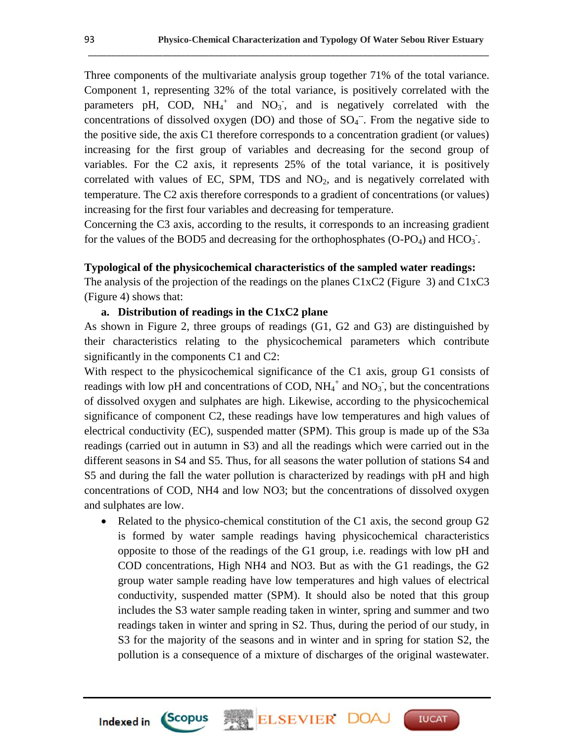Three components of the multivariate analysis group together 71% of the total variance. Component 1, representing 32% of the total variance, is positively correlated with the parameters pH, COD, $NH_4^+$ and $NO_3^-$, and is negatively correlated with the concentrations of dissolved oxygen (DO) and those of $SO_4^{--}$. From the negative side to the positive side, the axis C1 therefore corresponds to a concentration gradient (or values) increasing for the first group of variables and decreasing for the second group of variables. For the C2 axis, it represents 25% of the total variance, it is positively correlated with values of EC, SPM, TDS and $NO_2$, and is negatively correlated with temperature. The C2 axis therefore corresponds to a gradient of concentrations (or values) increasing for the first four variables and decreasing for temperature.

Concerning the C3 axis, according to the results, it corresponds to an increasing gradient for the values of the BOD5 and decreasing for the orthophosphates ($O\text{-}PO_4$) and $HCO_3^-$.

**Typological of the physicochemical characteristics of the sampled water readings:**

The analysis of the projection of the readings on the planes C1xC2 (Figure 3) and C1xC3 (Figure 4) shows that:

**a. Distribution of readings in the C1xC2 plane**

As shown in Figure 2, three groups of readings (G1, G2 and G3) are distinguished by their characteristics relating to the physicochemical parameters which contribute significantly in the components C1 and C2:

With respect to the physicochemical significance of the C1 axis, group G1 consists of readings with low pH and concentrations of COD, $NH_4^+$ and $NO_3^-$, but the concentrations of dissolved oxygen and sulphates are high. Likewise, according to the physicochemical significance of component C2, these readings have low temperatures and high values of electrical conductivity (EC), suspended matter (SPM). This group is made up of the S3a readings (carried out in autumn in S3) and all the readings which were carried out in the different seasons in S4 and S5. Thus, for all seasons the water pollution of stations S4 and S5 and during the fall the water pollution is characterized by readings with pH and high concentrations of COD, NH4 and low NO3; but the concentrations of dissolved oxygen and sulphates are low.

- Related to the physico-chemical constitution of the C1 axis, the second group G2 is formed by water sample readings having physicochemical characteristics opposite to those of the readings of the G1 group, i.e. readings with low pH and COD concentrations, High NH4 and NO3. But as with the G1 readings, the G2 group water sample reading have low temperatures and high values of electrical conductivity, suspended matter (SPM). It should also be noted that this group includes the S3 water sample reading taken in winter, spring and summer and two readings taken in winter and spring in S2. Thus, during the period of our study, in S3 for the majority of the seasons and in winter and in spring for station S2, the pollution is a consequence of a mixture of discharges of the original wastewater.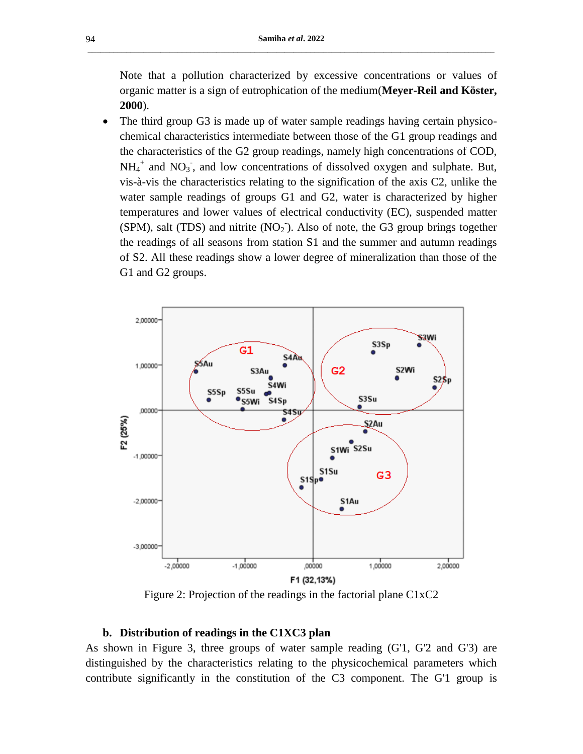Note that a pollution characterized by excessive concentrations or values of organic matter is a sign of eutrophication of the medium(**Meyer-Reil and Köster, 2000**).

- The third group G3 is made up of water sample readings having certain physico-chemical characteristics intermediate between those of the G1 group readings and the characteristics of the G2 group readings, namely high concentrations of COD, $NH_4^+$ and $NO_3^-$, and low concentrations of dissolved oxygen and sulphate. But, vis-à-vis the characteristics relating to the signification of the axis C2, unlike the water sample readings of groups G1 and G2, water is characterized by higher temperatures and lower values of electrical conductivity (EC), suspended matter (SPM), salt (TDS) and nitrite ($NO_2^-$). Also of note, the G3 group brings together the readings of all seasons from station S1 and the summer and autumn readings of S2. All these readings show a lower degree of mineralization than those of the G1 and G2 groups.

Figure 2: Projection of the readings in the factorial plane C1xC2

**b. Distribution of readings in the C1XC3 plan**

As shown in Figure 3, three groups of water sample reading (G'1, G'2 and G'3) are distinguished by the characteristics relating to the physicochemical parameters which contribute significantly in the constitution of the C3 component. The G'1 group is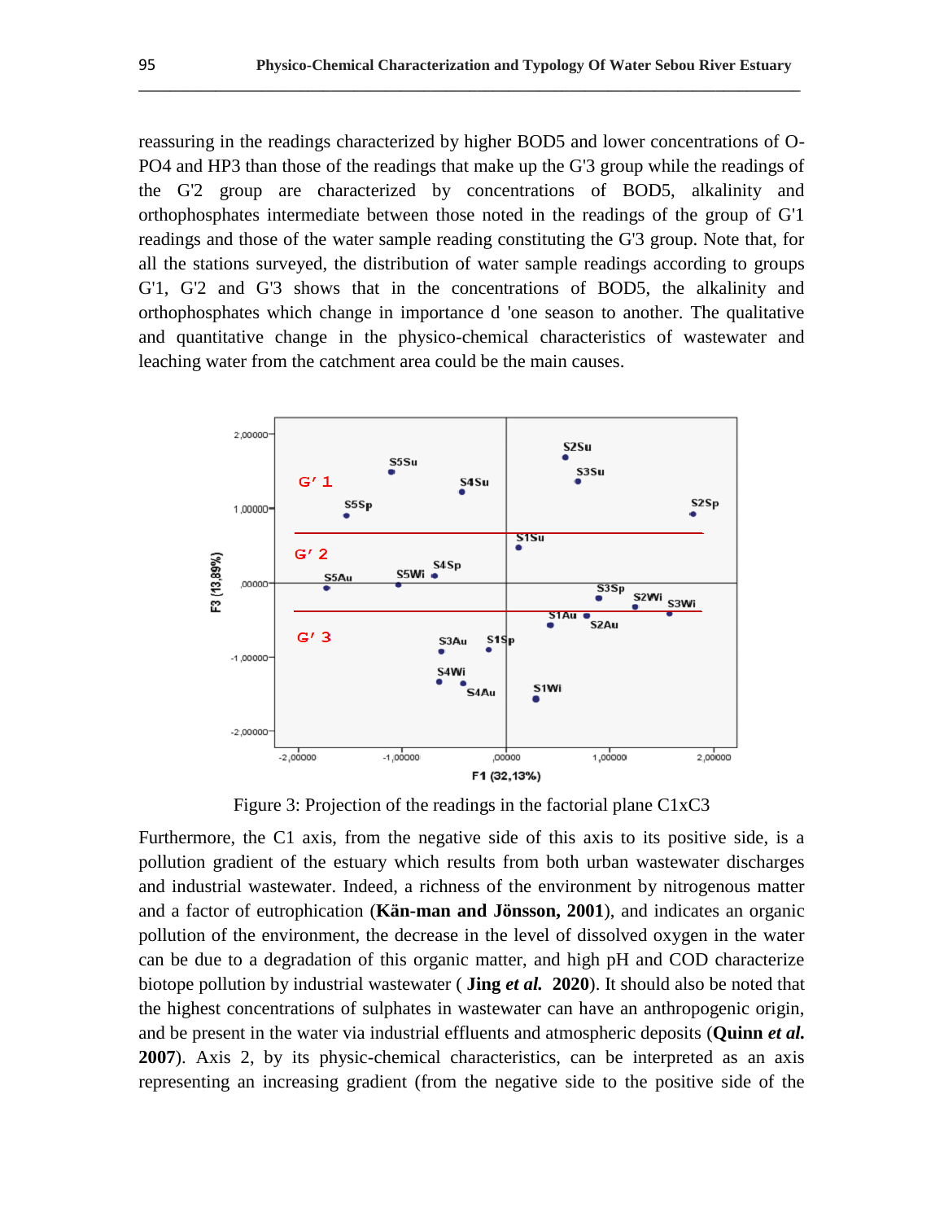reassuring in the readings characterized by higher BOD5 and lower concentrations of O-PO4 and HP3 than those of the readings that make up the G'3 group while the readings of the G'2 group are characterized by concentrations of BOD5, alkalinity and orthophosphates intermediate between those noted in the readings of the group of G'1 readings and those of the water sample reading constituting the G'3 group. Note that, for all the stations surveyed, the distribution of water sample readings according to groups G'1, G'2 and G'3 shows that in the concentrations of BOD5, the alkalinity and orthophosphates which change in importance d 'one season to another. The qualitative and quantitative change in the physico-chemical characteristics of wastewater and leaching water from the catchment area could be the main causes.

Figure 3: Projection of the readings in the factorial plane C1xC3

Furthermore, the C1 axis, from the negative side of this axis to its positive side, is a pollution gradient of the estuary which results from both urban wastewater discharges and industrial wastewater. Indeed, a richness of the environment by nitrogenous matter and a factor of eutrophication (**Kän-man and Jönsson, 2001**), and indicates an organic pollution of the environment, the decrease in the level of dissolved oxygen in the water can be due to a degradation of this organic matter, and high pH and COD characterize biotope pollution by industrial wastewater ( **Jing *et al.* 2020**). It should also be noted that the highest concentrations of sulphates in wastewater can have an anthropogenic origin, and be present in the water via industrial effluents and atmospheric deposits (**Quinn *et al.* 2007**). Axis 2, by its physic-chemical characteristics, can be interpreted as an axis representing an increasing gradient (from the negative side to the positive side of the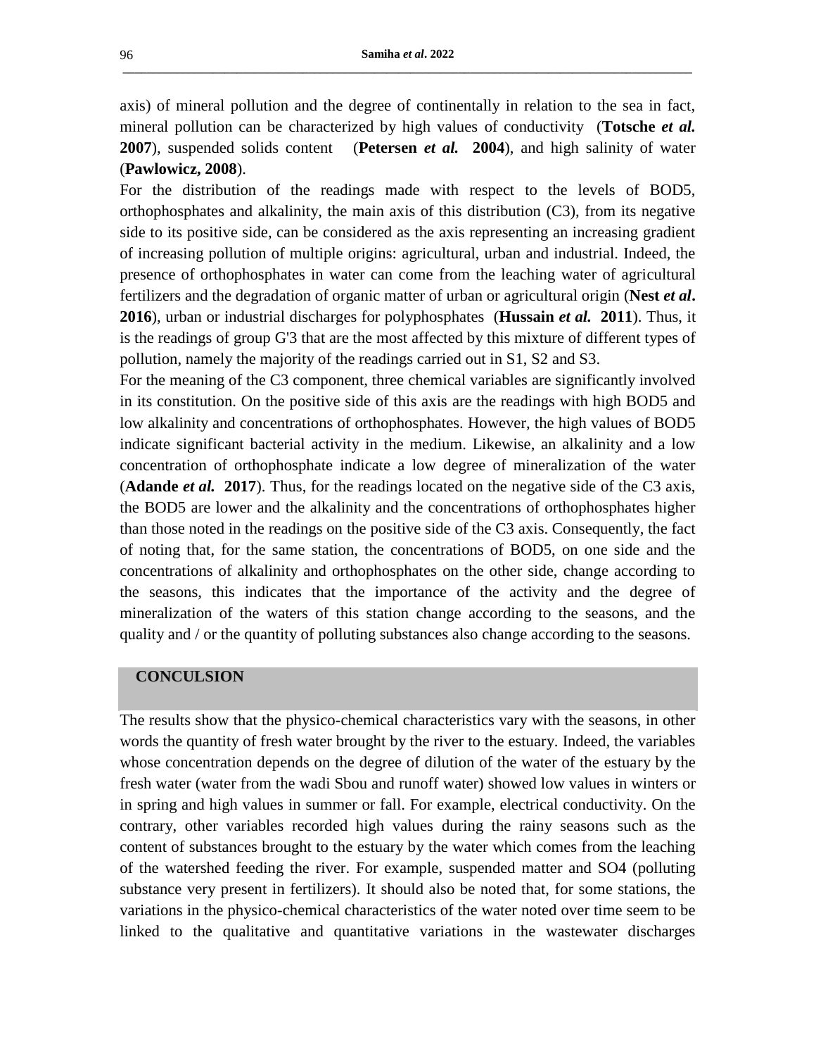axis) of mineral pollution and the degree of continentally in relation to the sea in fact, mineral pollution can be characterized by high values of conductivity (**Totsche *et al.* 2007**), suspended solids content (**Petersen *et al.* 2004**), and high salinity of water (**Pawlowicz, 2008**).

For the distribution of the readings made with respect to the levels of BOD5, orthophosphates and alkalinity, the main axis of this distribution (C3), from its negative side to its positive side, can be considered as the axis representing an increasing gradient of increasing pollution of multiple origins: agricultural, urban and industrial. Indeed, the presence of orthophosphates in water can come from the leaching water of agricultural fertilizers and the degradation of organic matter of urban or agricultural origin (**Nest *et al*. 2016**), urban or industrial discharges for polyphosphates (**Hussain *et al.* 2011**). Thus, it is the readings of group G'3 that are the most affected by this mixture of different types of pollution, namely the majority of the readings carried out in S1, S2 and S3.

For the meaning of the C3 component, three chemical variables are significantly involved in its constitution. On the positive side of this axis are the readings with high BOD5 and low alkalinity and concentrations of orthophosphates. However, the high values of BOD5 indicate significant bacterial activity in the medium. Likewise, an alkalinity and a low concentration of orthophosphate indicate a low degree of mineralization of the water (**Adande *et al.* 2017**). Thus, for the readings located on the negative side of the C3 axis, the BOD5 are lower and the alkalinity and the concentrations of orthophosphates higher than those noted in the readings on the positive side of the C3 axis. Consequently, the fact of noting that, for the same station, the concentrations of BOD5, on one side and the concentrations of alkalinity and orthophosphates on the other side, change according to the seasons, this indicates that the importance of the activity and the degree of mineralization of the waters of this station change according to the seasons, and the quality and / or the quantity of polluting substances also change according to the seasons.

## CONCULSION

The results show that the physico-chemical characteristics vary with the seasons, in other words the quantity of fresh water brought by the river to the estuary. Indeed, the variables whose concentration depends on the degree of dilution of the water of the estuary by the fresh water (water from the wadi Sbou and runoff water) showed low values in winters or in spring and high values in summer or fall. For example, electrical conductivity. On the contrary, other variables recorded high values during the rainy seasons such as the content of substances brought to the estuary by the water which comes from the leaching of the watershed feeding the river. For example, suspended matter and SO4 (polluting substance very present in fertilizers). It should also be noted that, for some stations, the variations in the physico-chemical characteristics of the water noted over time seem to be linked to the qualitative and quantitative variations in the wastewater discharges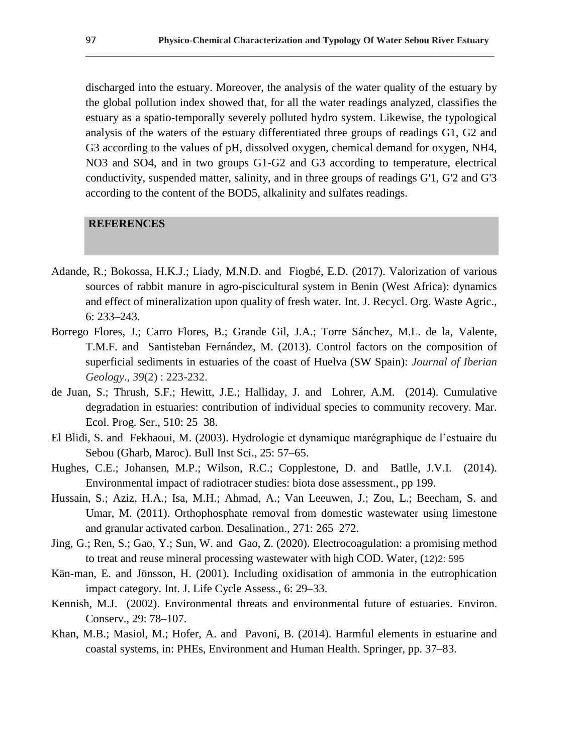discharged into the estuary. Moreover, the analysis of the water quality of the estuary by the global pollution index showed that, for all the water readings analyzed, classifies the estuary as a spatio-temporally severely polluted hydro system. Likewise, the typological analysis of the waters of the estuary differentiated three groups of readings G1, G2 and G3 according to the values of pH, dissolved oxygen, chemical demand for oxygen, NH4, NO3 and SO4, and in two groups G1-G2 and G3 according to temperature, electrical conductivity, suspended matter, salinity, and in three groups of readings G'1, G'2 and G'3 according to the content of the BOD5, alkalinity and sulfates readings.

## REFERENCES

Adande, R.; Bokossa, H.K.J.; Liady, M.N.D. and Fiogbé, E.D. (2017). Valorization of various sources of rabbit manure in agro-piscicultural system in Benin (West Africa): dynamics and effect of mineralization upon quality of fresh water. Int. J. Recycl. Org. Waste Agric., 6: 233–243.

Borrego Flores, J.; Carro Flores, B.; Grande Gil, J.A.; Torre Sánchez, M.L. de la, Valente, T.M.F. and Santisteban Fernández, M. (2013). Control factors on the composition of superficial sediments in estuaries of the coast of Huelva (SW Spain): *Journal of Iberian Geology*., *39*(2) : 223-232.

de Juan, S.; Thrush, S.F.; Hewitt, J.E.; Halliday, J. and Lohrer, A.M. (2014). Cumulative degradation in estuaries: contribution of individual species to community recovery. Mar. Ecol. Prog. Ser., 510: 25–38.

El Blidi, S. and Fekhaoui, M. (2003). Hydrologie et dynamique marégraphique de l'estuaire du Sebou (Gharb, Maroc). Bull Inst Sci., 25: 57–65.

Hughes, C.E.; Johansen, M.P.; Wilson, R.C.; Copplestone, D. and Batlle, J.V.I. (2014). Environmental impact of radiotracer studies: biota dose assessment., pp 199.

Hussain, S.; Aziz, H.A.; Isa, M.H.; Ahmad, A.; Van Leeuwen, J.; Zou, L.; Beecham, S. and Umar, M. (2011). Orthophosphate removal from domestic wastewater using limestone and granular activated carbon. Desalination., 271: 265–272.

Jing, G.; Ren, S.; Gao, Y.; Sun, W. and Gao, Z. (2020). Electrocoagulation: a promising method to treat and reuse mineral processing wastewater with high COD. Water, (12)2: 595

Kän-man, E. and Jönsson, H. (2001). Including oxidisation of ammonia in the eutrophication impact category. Int. J. Life Cycle Assess., 6: 29–33.

Kennish, M.J. (2002). Environmental threats and environmental future of estuaries. Environ. Conserv., 29: 78–107.

Khan, M.B.; Masiol, M.; Hofer, A. and Pavoni, B. (2014). Harmful elements in estuarine and coastal systems, in: PHEs, Environment and Human Health. Springer, pp. 37–83.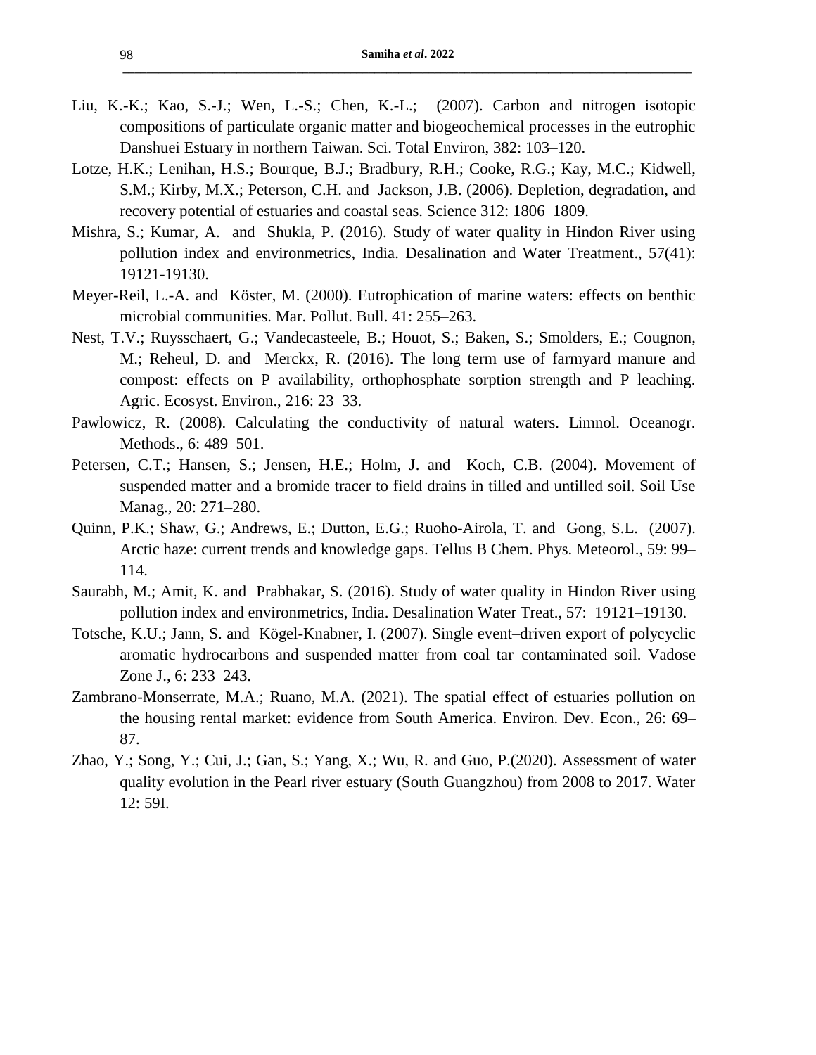Liu, K.-K.; Kao, S.-J.; Wen, L.-S.; Chen, K.-L.; (2007). Carbon and nitrogen isotopic compositions of particulate organic matter and biogeochemical processes in the eutrophic Danshuei Estuary in northern Taiwan. Sci. Total Environ, 382: 103–120.

Lotze, H.K.; Lenihan, H.S.; Bourque, B.J.; Bradbury, R.H.; Cooke, R.G.; Kay, M.C.; Kidwell, S.M.; Kirby, M.X.; Peterson, C.H. and Jackson, J.B. (2006). Depletion, degradation, and recovery potential of estuaries and coastal seas. Science 312: 1806–1809.

Mishra, S.; Kumar, A. and Shukla, P. (2016). Study of water quality in Hindon River using pollution index and environmetrics, India. Desalination and Water Treatment., 57(41): 19121-19130.

Meyer-Reil, L.-A. and Köster, M. (2000). Eutrophication of marine waters: effects on benthic microbial communities. Mar. Pollut. Bull. 41: 255–263.

Nest, T.V.; Ruysschaert, G.; Vandecasteele, B.; Houot, S.; Baken, S.; Smolders, E.; Cougnon, M.; Reheul, D. and Merckx, R. (2016). The long term use of farmyard manure and compost: effects on P availability, orthophosphate sorption strength and P leaching. Agric. Ecosyst. Environ., 216: 23–33.

Pawlowicz, R. (2008). Calculating the conductivity of natural waters. Limnol. Oceanogr. Methods., 6: 489–501.

Petersen, C.T.; Hansen, S.; Jensen, H.E.; Holm, J. and Koch, C.B. (2004). Movement of suspended matter and a bromide tracer to field drains in tilled and untilled soil. Soil Use Manag., 20: 271–280.

Quinn, P.K.; Shaw, G.; Andrews, E.; Dutton, E.G.; Ruoho-Airola, T. and Gong, S.L. (2007). Arctic haze: current trends and knowledge gaps. Tellus B Chem. Phys. Meteorol., 59: 99–114.

Saurabh, M.; Amit, K. and Prabhakar, S. (2016). Study of water quality in Hindon River using pollution index and environmetrics, India. Desalination Water Treat., 57: 19121–19130.

Totsche, K.U.; Jann, S. and Kögel-Knabner, I. (2007). Single event–driven export of polycyclic aromatic hydrocarbons and suspended matter from coal tar–contaminated soil. Vadose Zone J., 6: 233–243.

Zambrano-Monserrate, M.A.; Ruano, M.A. (2021). The spatial effect of estuaries pollution on the housing rental market: evidence from South America. Environ. Dev. Econ., 26: 69–87.

Zhao, Y.; Song, Y.; Cui, J.; Gan, S.; Yang, X.; Wu, R. and Guo, P.(2020). Assessment of water quality evolution in the Pearl river estuary (South Guangzhou) from 2008 to 2017. Water 12: 59I.